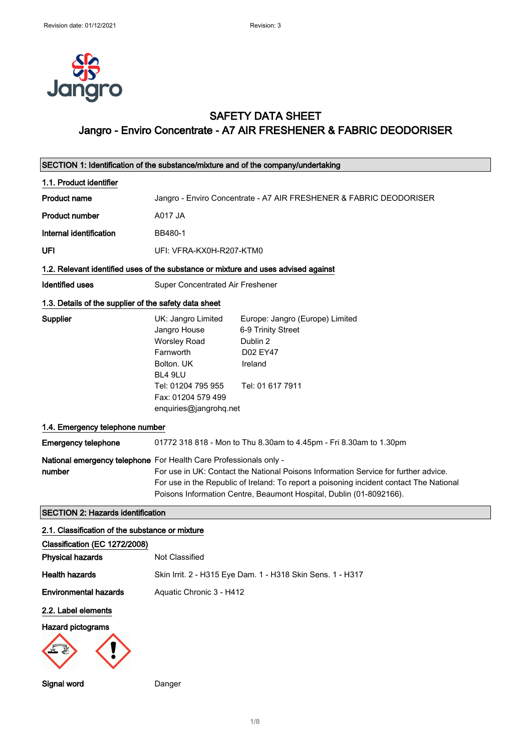# SAFETY DATA SHEET

## Jangro - Enviro Concentrate - A7 AIR FRESHENER & FABRIC DEODORISER

## SECTION 1: Identification of the substance/mixture and of the company/undertaking

### 1.1. Product identifier

**Product name** Jangro - Enviro Concentrate - A7 AIR FRESHENER & FABRIC DEODORISER

**Product number** A017 JA

**Internal identification** BB480-1

**UFI** UFI: VFRA-KX0H-R207-KTM0

### 1.2. Relevant identified uses of the substance or mixture and uses advised against

**Identified uses** Super Concentrated Air Freshener

### 1.3. Details of the supplier of the safety data sheet

**Supplier**

UK: Jangro Limited
Jangro House
Worsley Road
Farnworth
Bolton. UK
BL4 9LU
Tel: 01204 795 955
Fax: 01204 579 499
enquiries@jangrohq.net

Europe: Jangro (Europe) Limited
6-9 Trinity Street
Dublin 2
D02 EY47
Ireland
Tel: 01 617 7911

### 1.4. Emergency telephone number

**Emergency telephone** 01772 318 818 - Mon to Thu 8.30am to 4.45pm - Fri 8.30am to 1.30pm

**National emergency telephone number** For Health Care Professionals only -
For use in UK: Contact the National Poisons Information Service for further advice.
For use in the Republic of Ireland: To report a poisoning incident contact The National Poisons Information Centre, Beaumont Hospital, Dublin (01-8092166).

## SECTION 2: Hazards identification

### 2.1. Classification of the substance or mixture

**Classification (EC 1272/2008)**

**Physical hazards** Not Classified

**Health hazards** Skin Irrit. 2 - H315 Eye Dam. 1 - H318 Skin Sens. 1 - H317

**Environmental hazards** Aquatic Chronic 3 - H412

### 2.2. Label elements

**Hazard pictograms**

**Signal word** Danger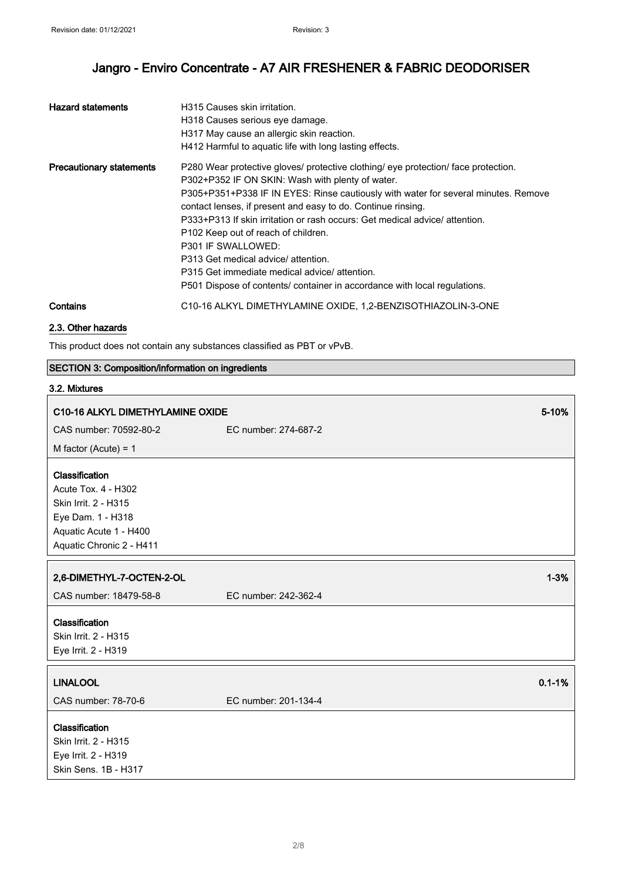| | |
|---|---|
| **Hazard statements** | H315 Causes skin irritation.<br>H318 Causes serious eye damage.<br>H317 May cause an allergic skin reaction.<br>H412 Harmful to aquatic life with long lasting effects. |
| **Precautionary statements** | P280 Wear protective gloves/ protective clothing/ eye protection/ face protection.<br>P302+P352 IF ON SKIN: Wash with plenty of water.<br>P305+P351+P338 IF IN EYES: Rinse cautiously with water for several minutes. Remove contact lenses, if present and easy to do. Continue rinsing.<br>P333+P313 If skin irritation or rash occurs: Get medical advice/ attention.<br>P102 Keep out of reach of children.<br>P301 IF SWALLOWED:<br>P313 Get medical advice/ attention.<br>P315 Get immediate medical advice/ attention.<br>P501 Dispose of contents/ container in accordance with local regulations. |
| **Contains** | C10-16 ALKYL DIMETHYLAMINE OXIDE, 1,2-BENZISOTHIAZOLIN-3-ONE |

### 2.3. Other hazards

This product does not contain any substances classified as PBT or vPvB.

## SECTION 3: Composition/information on ingredients

### 3.2. Mixtures

**C10-16 ALKYL DIMETHYLAMINE OXIDE** — 5-10%

CAS number: 70592-80-2 — EC number: 274-687-2

M factor (Acute) = 1

**Classification**
Acute Tox. 4 - H302
Skin Irrit. 2 - H315
Eye Dam. 1 - H318
Aquatic Acute 1 - H400
Aquatic Chronic 2 - H411

**2,6-DIMETHYL-7-OCTEN-2-OL** — 1-3%

CAS number: 18479-58-8 — EC number: 242-362-4

**Classification**
Skin Irrit. 2 - H315
Eye Irrit. 2 - H319

**LINALOOL** — 0.1-1%

CAS number: 78-70-6 — EC number: 201-134-4

**Classification**
Skin Irrit. 2 - H315
Eye Irrit. 2 - H319
Skin Sens. 1B - H317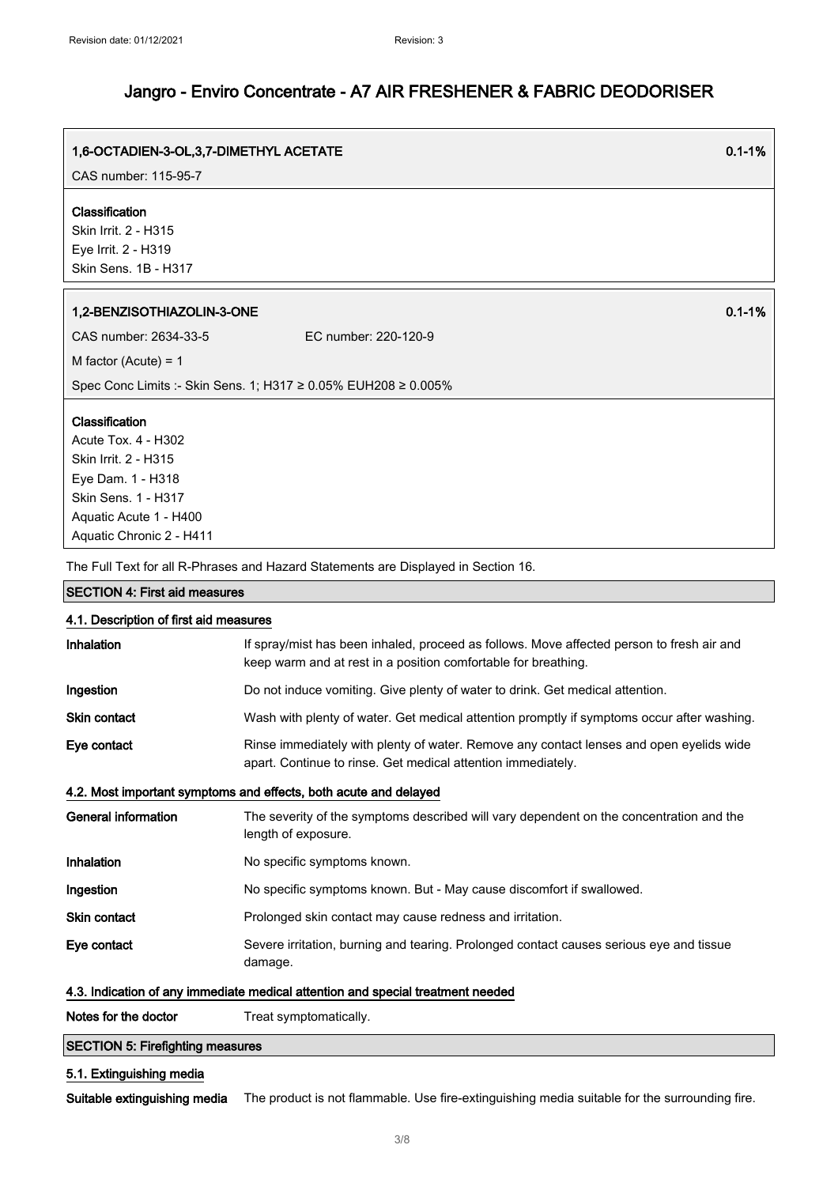# Jangro - Enviro Concentrate - A7 AIR FRESHENER & FABRIC DEODORISER

**1,6-OCTADIEN-3-OL,3,7-DIMETHYL ACETATE** 0.1-1%

CAS number: 115-95-7

**Classification**

Skin Irrit. 2 - H315
Eye Irrit. 2 - H319
Skin Sens. 1B - H317

**1,2-BENZISOTHIAZOLIN-3-ONE** 0.1-1%

CAS number: 2634-33-5 EC number: 220-120-9

M factor (Acute) = 1

Spec Conc Limits :- Skin Sens. 1; H317 ≥ 0.05% EUH208 ≥ 0.005%

**Classification**

Acute Tox. 4 - H302
Skin Irrit. 2 - H315
Eye Dam. 1 - H318
Skin Sens. 1 - H317
Aquatic Acute 1 - H400
Aquatic Chronic 2 - H411

The Full Text for all R-Phrases and Hazard Statements are Displayed in Section 16.

## SECTION 4: First aid measures

### 4.1. Description of first aid measures

| | |
|---|---|
| **Inhalation** | If spray/mist has been inhaled, proceed as follows. Move affected person to fresh air and keep warm and at rest in a position comfortable for breathing. |
| **Ingestion** | Do not induce vomiting. Give plenty of water to drink. Get medical attention. |
| **Skin contact** | Wash with plenty of water. Get medical attention promptly if symptoms occur after washing. |
| **Eye contact** | Rinse immediately with plenty of water. Remove any contact lenses and open eyelids wide apart. Continue to rinse. Get medical attention immediately. |

### 4.2. Most important symptoms and effects, both acute and delayed

| | |
|---|---|
| **General information** | The severity of the symptoms described will vary dependent on the concentration and the length of exposure. |
| **Inhalation** | No specific symptoms known. |
| **Ingestion** | No specific symptoms known. But - May cause discomfort if swallowed. |
| **Skin contact** | Prolonged skin contact may cause redness and irritation. |
| **Eye contact** | Severe irritation, burning and tearing. Prolonged contact causes serious eye and tissue damage. |

### 4.3. Indication of any immediate medical attention and special treatment needed

| | |
|---|---|
| **Notes for the doctor** | Treat symptomatically. |

## SECTION 5: Firefighting measures

### 5.1. Extinguishing media

| | |
|---|---|
| **Suitable extinguishing media** | The product is not flammable. Use fire-extinguishing media suitable for the surrounding fire. |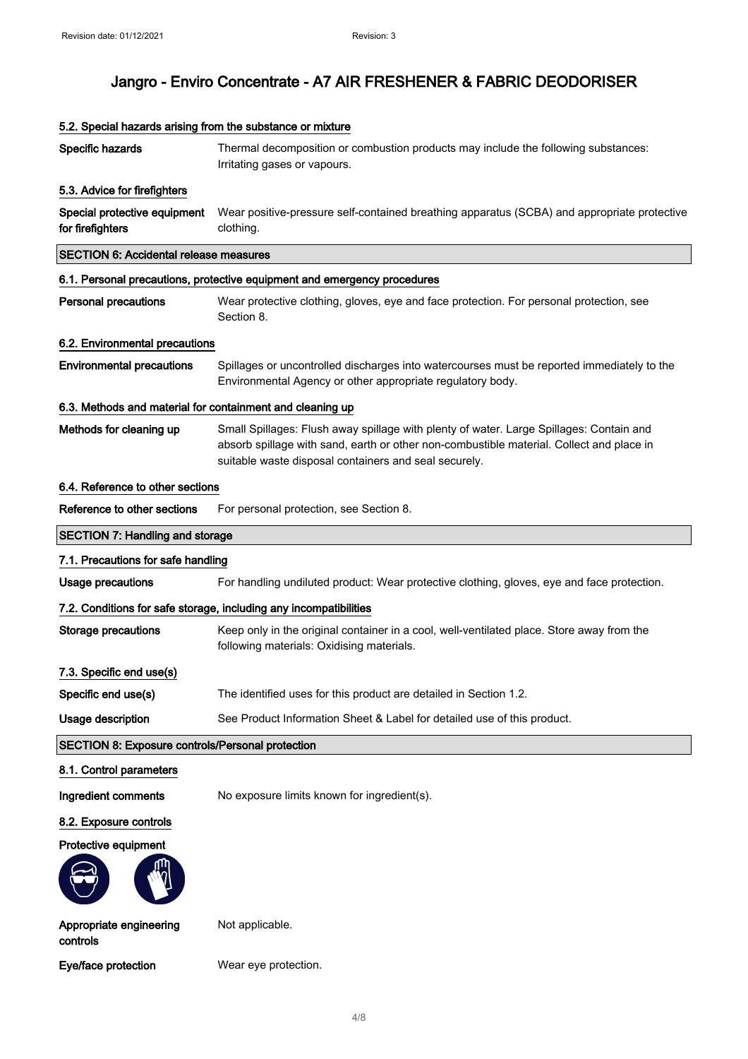# Jangro - Enviro Concentrate - A7 AIR FRESHENER & FABRIC DEODORISER

### 5.2. Special hazards arising from the substance or mixture

**Specific hazards** Thermal decomposition or combustion products may include the following substances: Irritating gases or vapours.

### 5.3. Advice for firefighters

**Special protective equipment for firefighters** Wear positive-pressure self-contained breathing apparatus (SCBA) and appropriate protective clothing.

## SECTION 6: Accidental release measures

### 6.1. Personal precautions, protective equipment and emergency procedures

**Personal precautions** Wear protective clothing, gloves, eye and face protection. For personal protection, see Section 8.

### 6.2. Environmental precautions

**Environmental precautions** Spillages or uncontrolled discharges into watercourses must be reported immediately to the Environmental Agency or other appropriate regulatory body.

### 6.3. Methods and material for containment and cleaning up

**Methods for cleaning up** Small Spillages: Flush away spillage with plenty of water. Large Spillages: Contain and absorb spillage with sand, earth or other non-combustible material. Collect and place in suitable waste disposal containers and seal securely.

### 6.4. Reference to other sections

**Reference to other sections** For personal protection, see Section 8.

## SECTION 7: Handling and storage

### 7.1. Precautions for safe handling

**Usage precautions** For handling undiluted product: Wear protective clothing, gloves, eye and face protection.

### 7.2. Conditions for safe storage, including any incompatibilities

**Storage precautions** Keep only in the original container in a cool, well-ventilated place. Store away from the following materials: Oxidising materials.

### 7.3. Specific end use(s)

**Specific end use(s)** The identified uses for this product are detailed in Section 1.2.

**Usage description** See Product Information Sheet & Label for detailed use of this product.

## SECTION 8: Exposure controls/Personal protection

### 8.1. Control parameters

**Ingredient comments** No exposure limits known for ingredient(s).

### 8.2. Exposure controls

**Protective equipment**

**Appropriate engineering controls** Not applicable.

**Eye/face protection** Wear eye protection.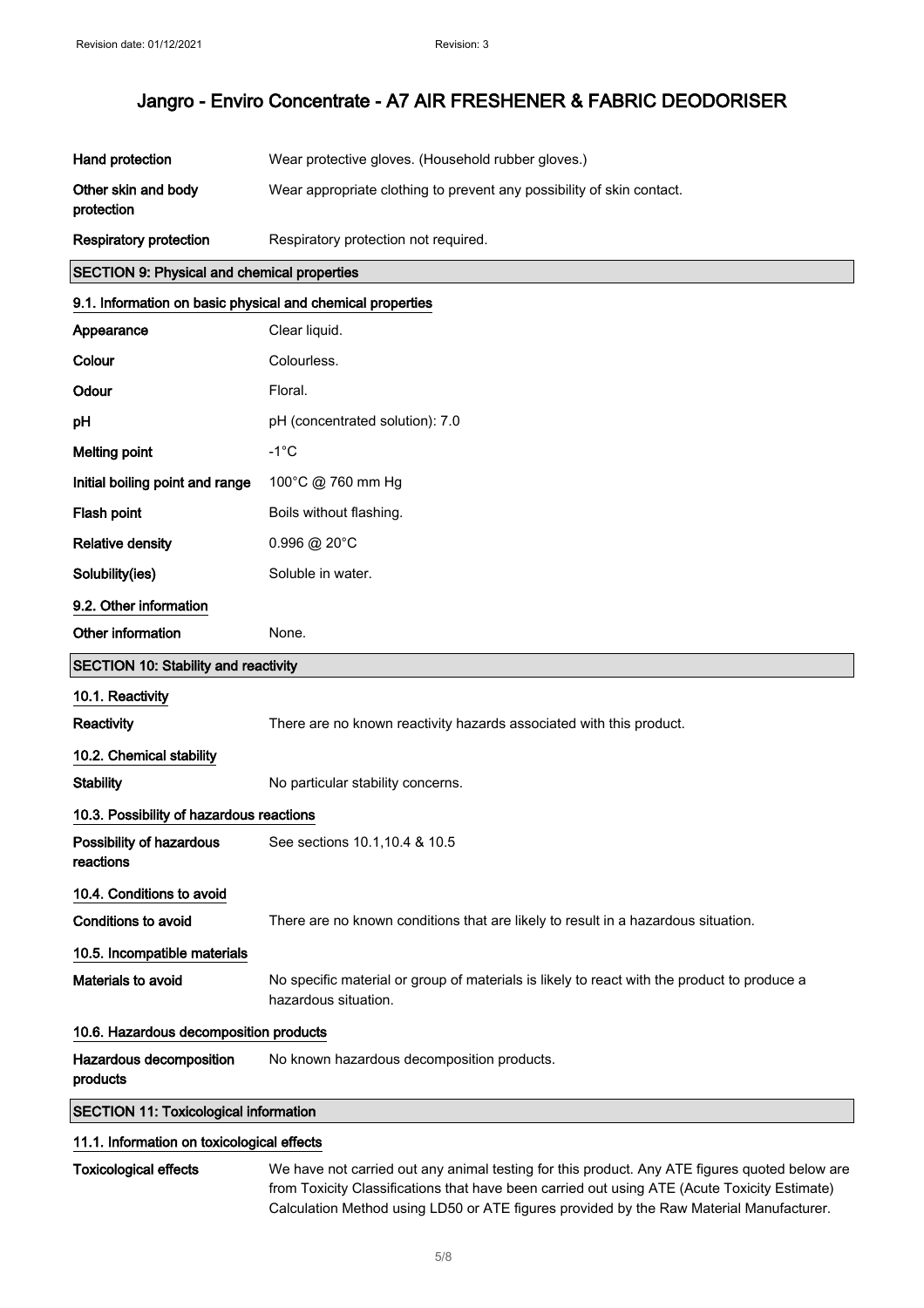| | |
|---|---|
| **Hand protection** | Wear protective gloves. (Household rubber gloves.) |
| **Other skin and body protection** | Wear appropriate clothing to prevent any possibility of skin contact. |
| **Respiratory protection** | Respiratory protection not required. |

## SECTION 9: Physical and chemical properties

### 9.1. Information on basic physical and chemical properties

| | |
|---|---|
| **Appearance** | Clear liquid. |
| **Colour** | Colourless. |
| **Odour** | Floral. |
| **pH** | pH (concentrated solution): 7.0 |
| **Melting point** | -1°C |
| **Initial boiling point and range** | 100°C @ 760 mm Hg |
| **Flash point** | Boils without flashing. |
| **Relative density** | 0.996 @ 20°C |
| **Solubility(ies)** | Soluble in water. |

### 9.2. Other information

| | |
|---|---|
| **Other information** | None. |

## SECTION 10: Stability and reactivity

### 10.1. Reactivity

| | |
|---|---|
| **Reactivity** | There are no known reactivity hazards associated with this product. |

### 10.2. Chemical stability

| | |
|---|---|
| **Stability** | No particular stability concerns. |

### 10.3. Possibility of hazardous reactions

| | |
|---|---|
| **Possibility of hazardous reactions** | See sections 10.1,10.4 & 10.5 |

### 10.4. Conditions to avoid

| | |
|---|---|
| **Conditions to avoid** | There are no known conditions that are likely to result in a hazardous situation. |

### 10.5. Incompatible materials

| | |
|---|---|
| **Materials to avoid** | No specific material or group of materials is likely to react with the product to produce a hazardous situation. |

### 10.6. Hazardous decomposition products

| | |
|---|---|
| **Hazardous decomposition products** | No known hazardous decomposition products. |

## SECTION 11: Toxicological information

### 11.1. Information on toxicological effects

| | |
|---|---|
| **Toxicological effects** | We have not carried out any animal testing for this product. Any ATE figures quoted below are from Toxicity Classifications that have been carried out using ATE (Acute Toxicity Estimate) Calculation Method using LD50 or ATE figures provided by the Raw Material Manufacturer. |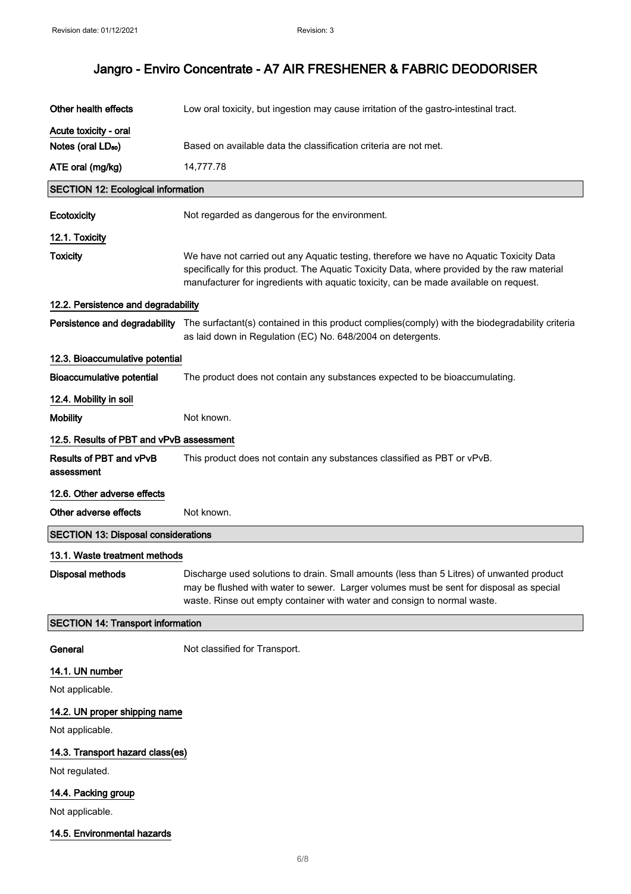| | |
|---|---|
| **Other health effects** | Low oral toxicity, but ingestion may cause irritation of the gastro-intestinal tract. |
| **Acute toxicity - oral** | |
| **Notes (oral $LD_{50}$)** | Based on available data the classification criteria are not met. |
| **ATE oral (mg/kg)** | 14,777.78 |

## SECTION 12: Ecological information

| | |
|---|---|
| **Ecotoxicity** | Not regarded as dangerous for the environment. |

### 12.1. Toxicity

| | |
|---|---|
| **Toxicity** | We have not carried out any Aquatic testing, therefore we have no Aquatic Toxicity Data specifically for this product. The Aquatic Toxicity Data, where provided by the raw material manufacturer for ingredients with aquatic toxicity, can be made available on request. |

### 12.2. Persistence and degradability

| | |
|---|---|
| **Persistence and degradability** | The surfactant(s) contained in this product complies(comply) with the biodegradability criteria as laid down in Regulation (EC) No. 648/2004 on detergents. |

### 12.3. Bioaccumulative potential

| | |
|---|---|
| **Bioaccumulative potential** | The product does not contain any substances expected to be bioaccumulating. |

### 12.4. Mobility in soil

| | |
|---|---|
| **Mobility** | Not known. |

### 12.5. Results of PBT and vPvB assessment

| | |
|---|---|
| **Results of PBT and vPvB assessment** | This product does not contain any substances classified as PBT or vPvB. |

### 12.6. Other adverse effects

| | |
|---|---|
| **Other adverse effects** | Not known. |

## SECTION 13: Disposal considerations

### 13.1. Waste treatment methods

| | |
|---|---|
| **Disposal methods** | Discharge used solutions to drain. Small amounts (less than 5 Litres) of unwanted product may be flushed with water to sewer. Larger volumes must be sent for disposal as special waste. Rinse out empty container with water and consign to normal waste. |

## SECTION 14: Transport information

| | |
|---|---|
| **General** | Not classified for Transport. |

### 14.1. UN number

Not applicable.

### 14.2. UN proper shipping name

Not applicable.

### 14.3. Transport hazard class(es)

Not regulated.

### 14.4. Packing group

Not applicable.

### 14.5. Environmental hazards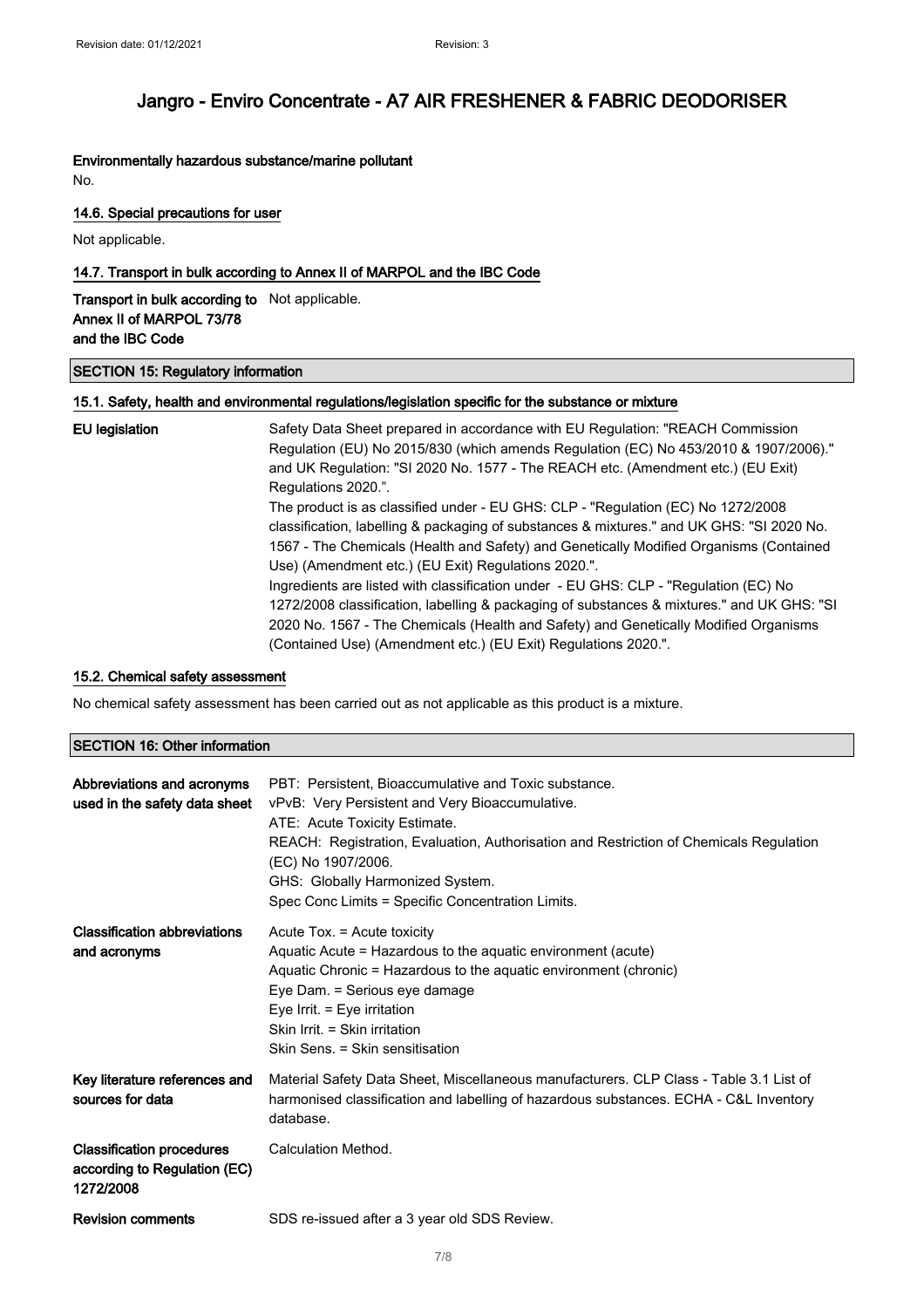**Environmentally hazardous substance/marine pollutant**

No.

### 14.6. Special precautions for user

Not applicable.

### 14.7. Transport in bulk according to Annex II of MARPOL and the IBC Code

**Transport in bulk according to Annex II of MARPOL 73/78 and the IBC Code** Not applicable.

## SECTION 15: Regulatory information

### 15.1. Safety, health and environmental regulations/legislation specific for the substance or mixture

**EU legislation**

Safety Data Sheet prepared in accordance with EU Regulation: "REACH Commission Regulation (EU) No 2015/830 (which amends Regulation (EC) No 453/2010 & 1907/2006)." and UK Regulation: "SI 2020 No. 1577 - The REACH etc. (Amendment etc.) (EU Exit) Regulations 2020.".

The product is as classified under - EU GHS: CLP - "Regulation (EC) No 1272/2008 classification, labelling & packaging of substances & mixtures." and UK GHS: "SI 2020 No. 1567 - The Chemicals (Health and Safety) and Genetically Modified Organisms (Contained Use) (Amendment etc.) (EU Exit) Regulations 2020.".

Ingredients are listed with classification under - EU GHS: CLP - "Regulation (EC) No 1272/2008 classification, labelling & packaging of substances & mixtures." and UK GHS: "SI 2020 No. 1567 - The Chemicals (Health and Safety) and Genetically Modified Organisms (Contained Use) (Amendment etc.) (EU Exit) Regulations 2020.".

### 15.2. Chemical safety assessment

No chemical safety assessment has been carried out as not applicable as this product is a mixture.

## SECTION 16: Other information

**Abbreviations and acronyms used in the safety data sheet**

PBT: Persistent, Bioaccumulative and Toxic substance.
vPvB: Very Persistent and Very Bioaccumulative.
ATE: Acute Toxicity Estimate.
REACH: Registration, Evaluation, Authorisation and Restriction of Chemicals Regulation (EC) No 1907/2006.
GHS: Globally Harmonized System.
Spec Conc Limits = Specific Concentration Limits.

**Classification abbreviations and acronyms**

Acute Tox. = Acute toxicity
Aquatic Acute = Hazardous to the aquatic environment (acute)
Aquatic Chronic = Hazardous to the aquatic environment (chronic)
Eye Dam. = Serious eye damage
Eye Irrit. = Eye irritation
Skin Irrit. = Skin irritation
Skin Sens. = Skin sensitisation

**Key literature references and sources for data**

Material Safety Data Sheet, Miscellaneous manufacturers. CLP Class - Table 3.1 List of harmonised classification and labelling of hazardous substances. ECHA - C&L Inventory database.

**Classification procedures according to Regulation (EC) 1272/2008**

Calculation Method.

**Revision comments**

SDS re-issued after a 3 year old SDS Review.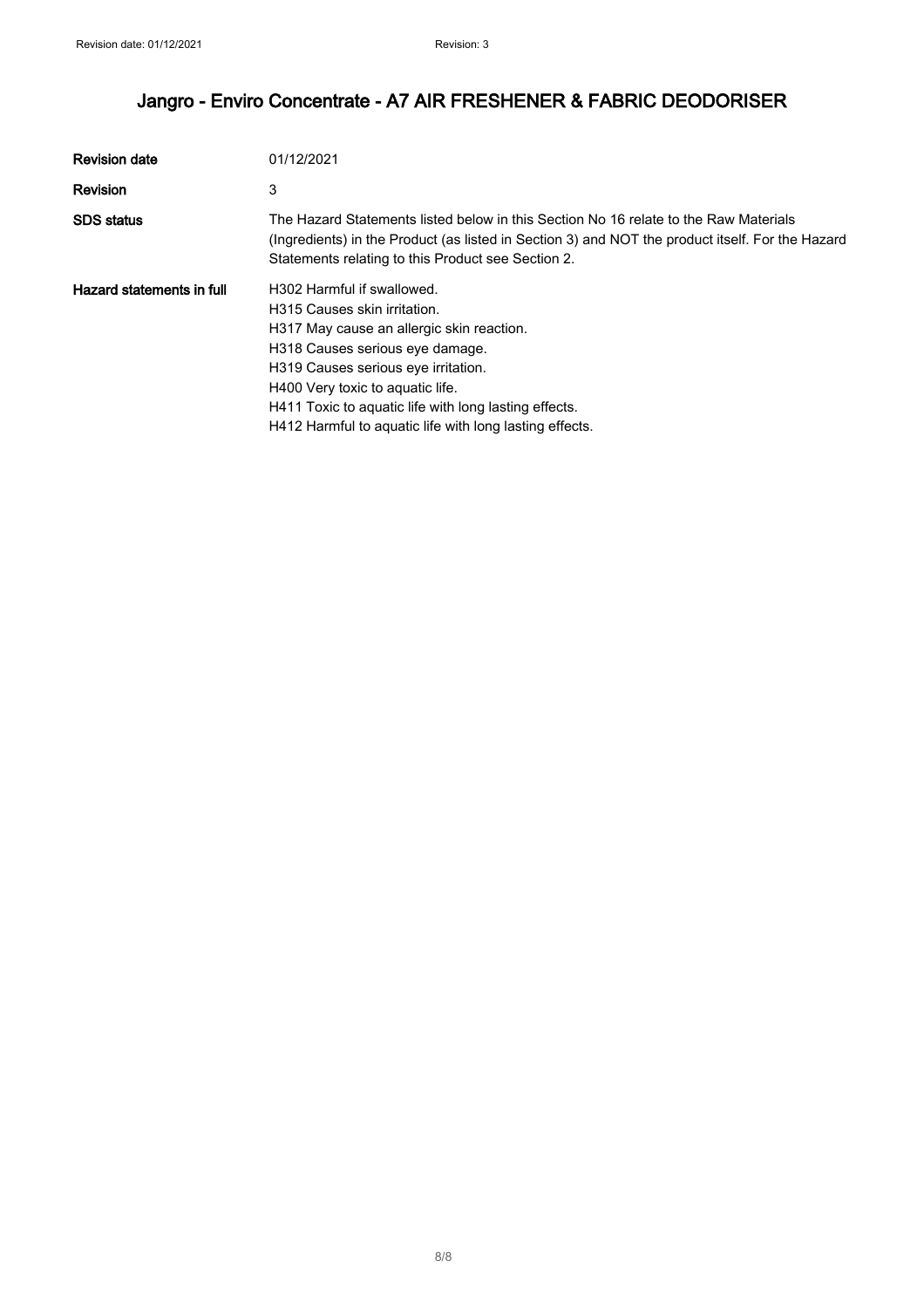# Jangro - Enviro Concentrate - A7 AIR FRESHENER & FABRIC DEODORISER

| | |
|---|---|
| **Revision date** | 01/12/2021 |
| **Revision** | 3 |
| **SDS status** | The Hazard Statements listed below in this Section No 16 relate to the Raw Materials (Ingredients) in the Product (as listed in Section 3) and NOT the product itself. For the Hazard Statements relating to this Product see Section 2. |
| **Hazard statements in full** | H302 Harmful if swallowed.<br>H315 Causes skin irritation.<br>H317 May cause an allergic skin reaction.<br>H318 Causes serious eye damage.<br>H319 Causes serious eye irritation.<br>H400 Very toxic to aquatic life.<br>H411 Toxic to aquatic life with long lasting effects.<br>H412 Harmful to aquatic life with long lasting effects. |